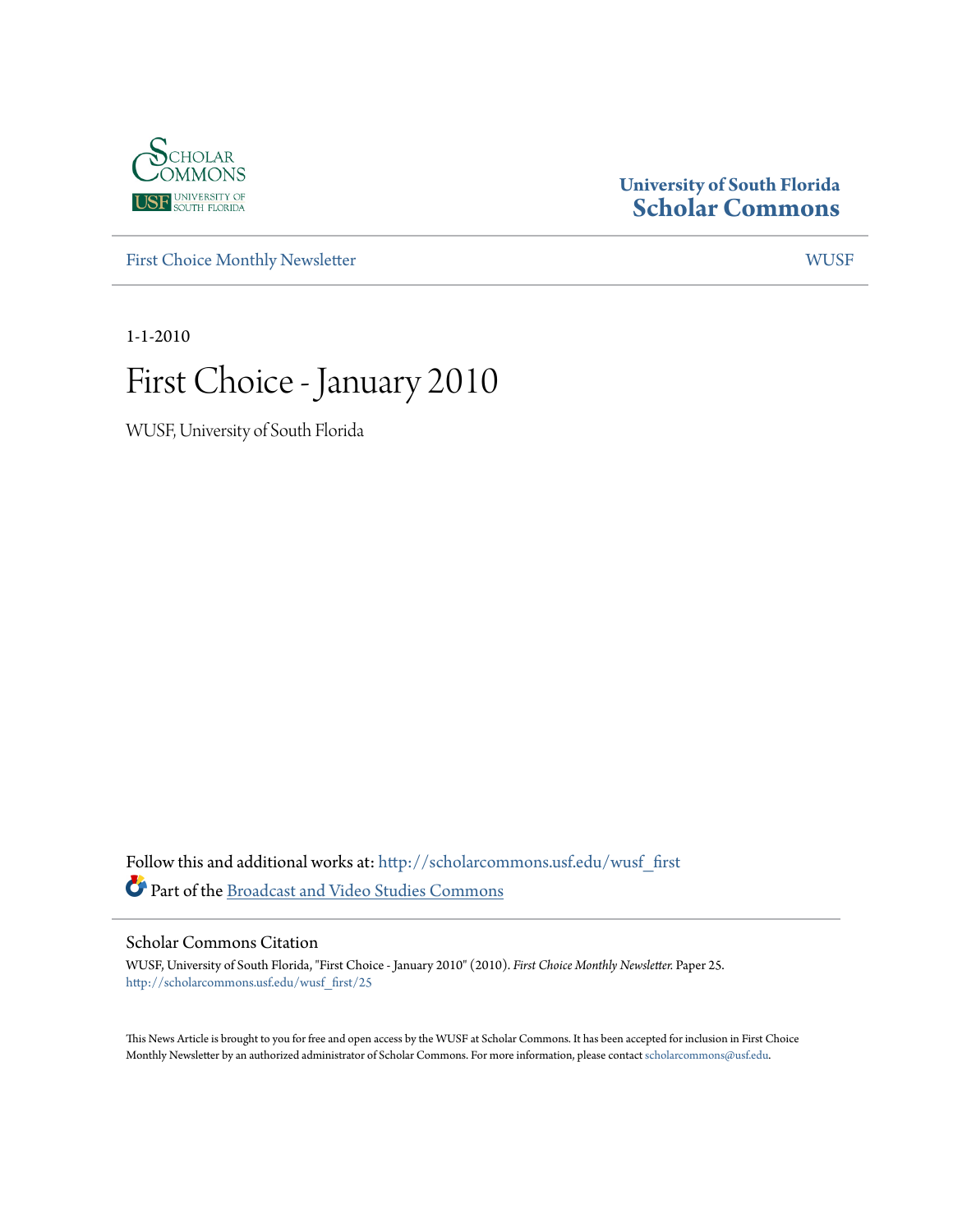University of South Florida
**Scholar Commons**

First Choice Monthly Newsletter

WUSF

1-1-2010

# First Choice - January 2010

WUSF, University of South Florida

Follow this and additional works at: http://scholarcommons.usf.edu/wusf_first

Part of the Broadcast and Video Studies Commons

## Scholar Commons Citation

WUSF, University of South Florida, "First Choice - January 2010" (2010). *First Choice Monthly Newsletter.* Paper 25.
http://scholarcommons.usf.edu/wusf_first/25

This News Article is brought to you for free and open access by the WUSF at Scholar Commons. It has been accepted for inclusion in First Choice Monthly Newsletter by an authorized administrator of Scholar Commons. For more information, please contact scholarcommons@usf.edu.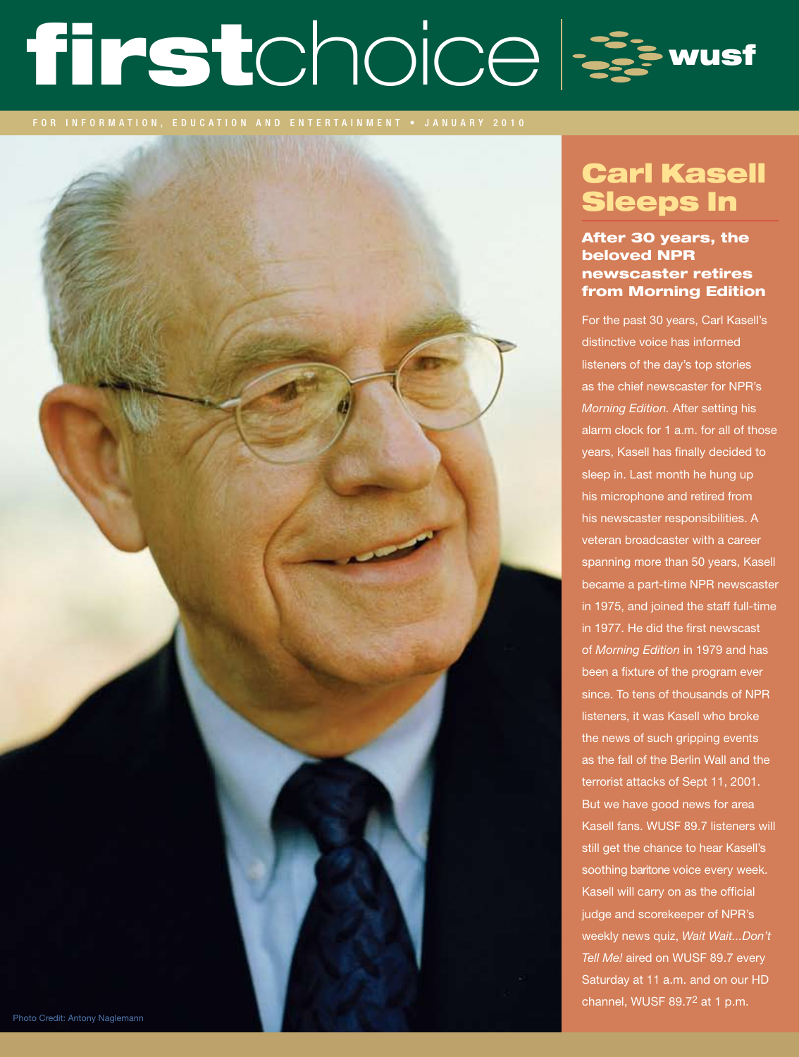# firstchoice | wusf

FOR INFORMATION, EDUCATION AND ENTERTAINMENT • JANUARY 2010

Photo Credit: Antony Naglemann

## Carl Kasell Sleeps In

### After 30 years, the beloved NPR newscaster retires from Morning Edition

For the past 30 years, Carl Kasell's distinctive voice has informed listeners of the day's top stories as the chief newscaster for NPR's *Morning Edition.* After setting his alarm clock for 1 a.m. for all of those years, Kasell has finally decided to sleep in. Last month he hung up his microphone and retired from his newscaster responsibilities. A veteran broadcaster with a career spanning more than 50 years, Kasell became a part-time NPR newscaster in 1975, and joined the staff full-time in 1977. He did the first newscast of *Morning Edition* in 1979 and has been a fixture of the program ever since. To tens of thousands of NPR listeners, it was Kasell who broke the news of such gripping events as the fall of the Berlin Wall and the terrorist attacks of Sept 11, 2001. But we have good news for area Kasell fans. WUSF 89.7 listeners will still get the chance to hear Kasell's soothing baritone voice every week. Kasell will carry on as the official judge and scorekeeper of NPR's weekly news quiz, *Wait Wait...Don't Tell Me!* aired on WUSF 89.7 every Saturday at 11 a.m. and on our HD channel, WUSF 89.7[2] at 1 p.m.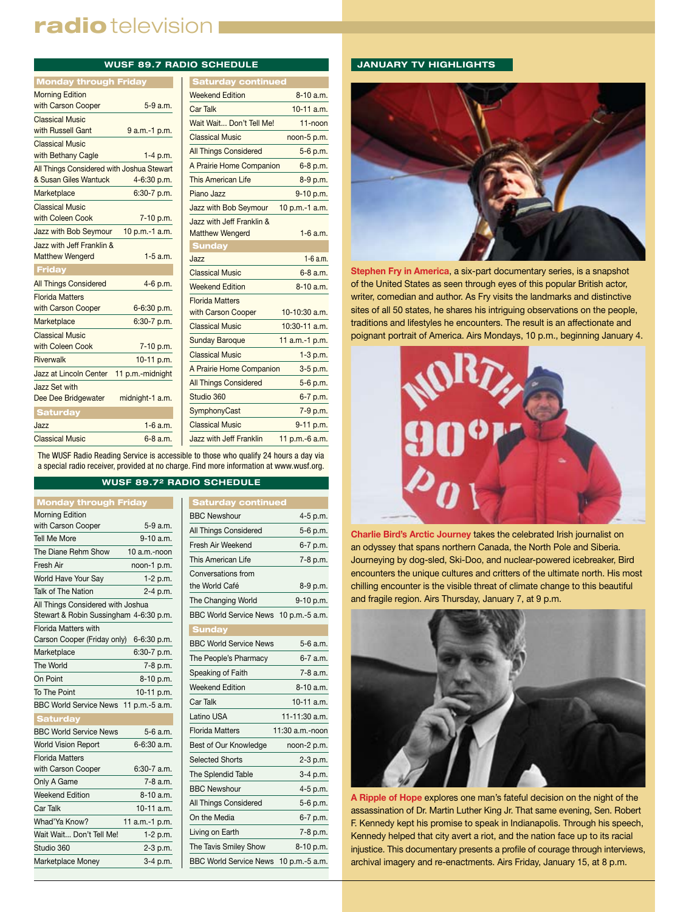# radio television

## WUSF 89.7 RADIO SCHEDULE

| Monday through Friday | |
|---|---|
| Morning Edition with Carson Cooper | 5-9 a.m. |
| Classical Music with Russell Gant | 9 a.m.-1 p.m. |
| Classical Music with Bethany Cagle | 1-4 p.m. |
| All Things Considered with Joshua Stewart & Susan Giles Wantuck | 4-6:30 p.m. |
| Marketplace | 6:30-7 p.m. |
| Classical Music with Coleen Cook | 7-10 p.m. |
| Jazz with Bob Seymour | 10 p.m.-1 a.m. |
| Jazz with Jeff Franklin & Matthew Wengerd | 1-5 a.m. |
| **Friday** | |
| All Things Considered | 4-6 p.m. |
| Florida Matters with Carson Cooper | 6-6:30 p.m. |
| Marketplace | 6:30-7 p.m. |
| Classical Music with Coleen Cook | 7-10 p.m. |
| Riverwalk | 10-11 p.m. |
| Jazz at Lincoln Center | 11 p.m.-midnight |
| Jazz Set with Dee Dee Bridgewater | midnight-1 a.m. |
| **Saturday** | |
| Jazz | 1-6 a.m. |
| Classical Music | 6-8 a.m. |
| **Saturday continued** | |
| Weekend Edition | 8-10 a.m. |
| Car Talk | 10-11 a.m. |
| Wait Wait... Don't Tell Me! | 11-noon |
| Classical Music | noon-5 p.m. |
| All Things Considered | 5-6 p.m. |
| A Prairie Home Companion | 6-8 p.m. |
| This American Life | 8-9 p.m. |
| Piano Jazz | 9-10 p.m. |
| Jazz with Bob Seymour | 10 p.m.-1 a.m. |
| Jazz with Jeff Franklin & Matthew Wengerd | 1-6 a.m. |
| **Sunday** | |
| Jazz | 1-6 a.m. |
| Classical Music | 6-8 a.m. |
| Weekend Edition | 8-10 a.m. |
| Florida Matters with Carson Cooper | 10-10:30 a.m. |
| Classical Music | 10:30-11 a.m. |
| Sunday Baroque | 11 a.m.-1 p.m. |
| Classical Music | 1-3 p.m. |
| A Prairie Home Companion | 3-5 p.m. |
| All Things Considered | 5-6 p.m. |
| Studio 360 | 6-7 p.m. |
| SymphonyCast | 7-9 p.m. |
| Classical Music | 9-11 p.m. |
| Jazz with Jeff Franklin | 11 p.m.-6 a.m. |

The WUSF Radio Reading Service is accessible to those who qualify 24 hours a day via a special radio receiver, provided at no charge. Find more information at www.wusf.org.

## WUSF 89.7[2] RADIO SCHEDULE

| Monday through Friday | |
|---|---|
| Morning Edition with Carson Cooper | 5-9 a.m. |
| Tell Me More | 9-10 a.m. |
| The Diane Rehm Show | 10 a.m.-noon |
| Fresh Air | noon-1 p.m. |
| World Have Your Say | 1-2 p.m. |
| Talk of The Nation | 2-4 p.m. |
| All Things Considered with Joshua Stewart & Robin Sussingham | 4-6:30 p.m. |
| Florida Matters with Carson Cooper (Friday only) | 6-6:30 p.m. |
| Marketplace | 6:30-7 p.m. |
| The World | 7-8 p.m. |
| On Point | 8-10 p.m. |
| To The Point | 10-11 p.m. |
| BBC World Service News | 11 p.m.-5 a.m. |
| **Saturday** | |
| BBC World Service News | 5-6 a.m. |
| World Vision Report | 6-6:30 a.m. |
| Florida Matters with Carson Cooper | 6:30-7 a.m. |
| Only A Game | 7-8 a.m. |
| Weekend Edition | 8-10 a.m. |
| Car Talk | 10-11 a.m. |
| Whad'Ya Know? | 11 a.m.-1 p.m. |
| Wait Wait... Don't Tell Me! | 1-2 p.m. |
| Studio 360 | 2-3 p.m. |
| Marketplace Money | 3-4 p.m. |
| **Saturday continued** | |
| BBC Newshour | 4-5 p.m. |
| All Things Considered | 5-6 p.m. |
| Fresh Air Weekend | 6-7 p.m. |
| This American Life | 7-8 p.m. |
| Conversations from the World Café | 8-9 p.m. |
| The Changing World | 9-10 p.m. |
| BBC World Service News | 10 p.m.-5 a.m. |
| **Sunday** | |
| BBC World Service News | 5-6 a.m. |
| The People's Pharmacy | 6-7 a.m. |
| Speaking of Faith | 7-8 a.m. |
| Weekend Edition | 8-10 a.m. |
| Car Talk | 10-11 a.m. |
| Latino USA | 11-11:30 a.m. |
| Florida Matters | 11:30 a.m.-noon |
| Best of Our Knowledge | noon-2 p.m. |
| Selected Shorts | 2-3 p.m. |
| The Splendid Table | 3-4 p.m. |
| BBC Newshour | 4-5 p.m. |
| All Things Considered | 5-6 p.m. |
| On the Media | 6-7 p.m. |
| Living on Earth | 7-8 p.m. |
| The Tavis Smiley Show | 8-10 p.m. |
| BBC World Service News | 10 p.m.-5 a.m. |

## JANUARY TV HIGHLIGHTS

**Stephen Fry in America**, a six-part documentary series, is a snapshot of the United States as seen through eyes of this popular British actor, writer, comedian and author. As Fry visits the landmarks and distinctive sites of all 50 states, he shares his intriguing observations on the people, traditions and lifestyles he encounters. The result is an affectionate and poignant portrait of America. Airs Mondays, 10 p.m., beginning January 4.

**Charlie Bird's Arctic Journey** takes the celebrated Irish journalist on an odyssey that spans northern Canada, the North Pole and Siberia. Journeying by dog-sled, Ski-Doo, and nuclear-powered icebreaker, Bird encounters the unique cultures and critters of the ultimate north. His most chilling encounter is the visible threat of climate change to this beautiful and fragile region. Airs Thursday, January 7, at 9 p.m.

**A Ripple of Hope** explores one man's fateful decision on the night of the assassination of Dr. Martin Luther King Jr. That same evening, Sen. Robert F. Kennedy kept his promise to speak in Indianapolis. Through his speech, Kennedy helped that city avert a riot, and the nation face up to its racial injustice. This documentary presents a profile of courage through interviews, archival imagery and re-enactments. Airs Friday, January 15, at 8 p.m.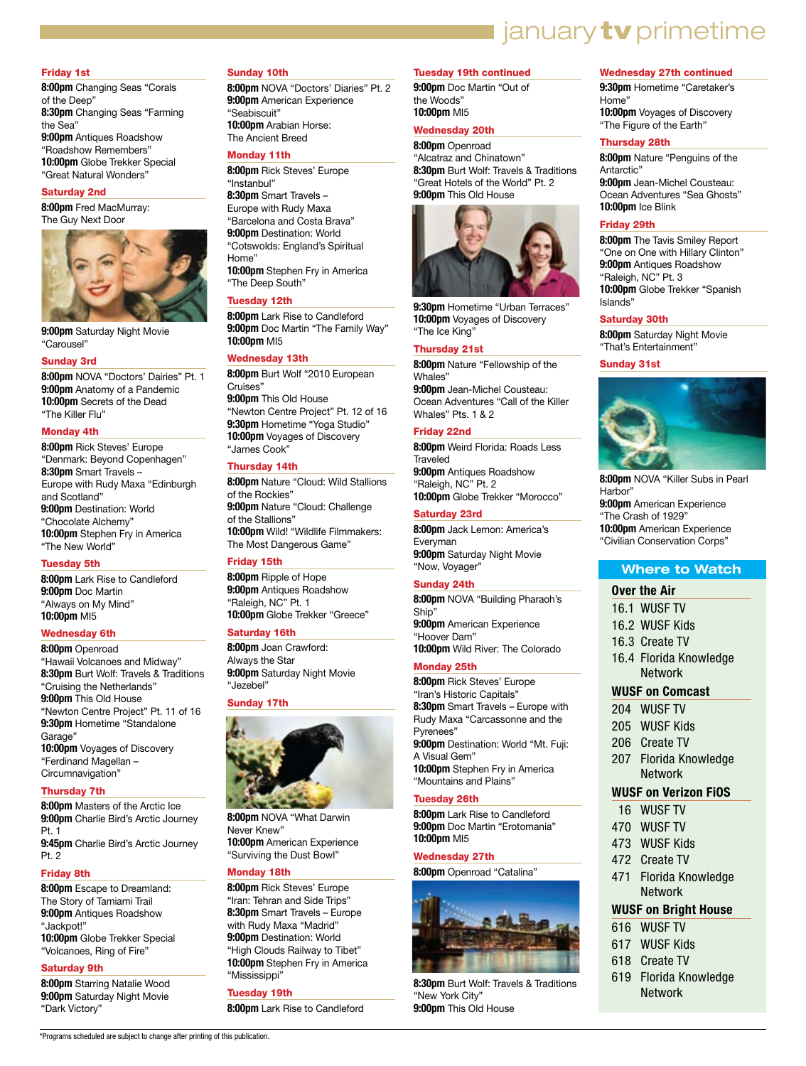# january tv primetime

### Friday 1st

**8:00pm** Changing Seas "Corals of the Deep"
**8:30pm** Changing Seas "Farming the Sea"
**9:00pm** Antiques Roadshow "Roadshow Remembers"
**10:00pm** Globe Trekker Special "Great Natural Wonders"

### Saturday 2nd

**8:00pm** Fred MacMurray: The Guy Next Door
**9:00pm** Saturday Night Movie "Carousel"

### Sunday 3rd

**8:00pm** NOVA "Doctors' Dairies" Pt. 1
**9:00pm** Anatomy of a Pandemic
**10:00pm** Secrets of the Dead "The Killer Flu"

### Monday 4th

**8:00pm** Rick Steves' Europe "Denmark: Beyond Copenhagen"
**8:30pm** Smart Travels – Europe with Rudy Maxa "Edinburgh and Scotland"
**9:00pm** Destination: World "Chocolate Alchemy"
**10:00pm** Stephen Fry in America "The New World"

### Tuesday 5th

**8:00pm** Lark Rise to Candleford
**9:00pm** Doc Martin "Always on My Mind"
**10:00pm** MI5

### Wednesday 6th

**8:00pm** Openroad "Hawaii Volcanoes and Midway"
**8:30pm** Burt Wolf: Travels & Traditions "Cruising the Netherlands"
**9:00pm** This Old House "Newton Centre Project" Pt. 11 of 16
**9:30pm** Hometime "Standalone Garage"
**10:00pm** Voyages of Discovery "Ferdinand Magellan – Circumnavigation"

### Thursday 7th

**8:00pm** Masters of the Arctic Ice
**9:00pm** Charlie Bird's Arctic Journey Pt. 1
**9:45pm** Charlie Bird's Arctic Journey Pt. 2

### Friday 8th

**8:00pm** Escape to Dreamland: The Story of Tamiami Trail
**9:00pm** Antiques Roadshow "Jackpot!"
**10:00pm** Globe Trekker Special "Volcanoes, Ring of Fire"

### Saturday 9th

**8:00pm** Starring Natalie Wood
**9:00pm** Saturday Night Movie "Dark Victory"

### Sunday 10th

**8:00pm** NOVA "Doctors' Diaries" Pt. 2
**9:00pm** American Experience "Seabiscuit"
**10:00pm** Arabian Horse: The Ancient Breed

### Monday 11th

**8:00pm** Rick Steves' Europe "Instanbul"
**8:30pm** Smart Travels – Europe with Rudy Maxa "Barcelona and Costa Brava"
**9:00pm** Destination: World "Cotswolds: England's Spiritual Home"
**10:00pm** Stephen Fry in America "The Deep South"

### Tuesday 12th

**8:00pm** Lark Rise to Candleford
**9:00pm** Doc Martin "The Family Way"
**10:00pm** MI5

### Wednesday 13th

**8:00pm** Burt Wolf "2010 European Cruises"
**9:00pm** This Old House "Newton Centre Project" Pt. 12 of 16
**9:30pm** Hometime "Yoga Studio"
**10:00pm** Voyages of Discovery "James Cook"

### Thursday 14th

**8:00pm** Nature "Cloud: Wild Stallions of the Rockies"
**9:00pm** Nature "Cloud: Challenge of the Stallions"
**10:00pm** Wild! "Wildlife Filmmakers: The Most Dangerous Game"

### Friday 15th

**8:00pm** Ripple of Hope
**9:00pm** Antiques Roadshow "Raleigh, NC" Pt. 1
**10:00pm** Globe Trekker "Greece"

### Saturday 16th

**8:00pm** Joan Crawford: Always the Star
**9:00pm** Saturday Night Movie "Jezebel"

### Sunday 17th

**8:00pm** NOVA "What Darwin Never Knew"
**10:00pm** American Experience "Surviving the Dust Bowl"

### Monday 18th

**8:00pm** Rick Steves' Europe "Iran: Tehran and Side Trips"
**8:30pm** Smart Travels – Europe with Rudy Maxa "Madrid"
**9:00pm** Destination: World "High Clouds Railway to Tibet"
**10:00pm** Stephen Fry in America "Mississippi"

### Tuesday 19th

**8:00pm** Lark Rise to Candleford

### Tuesday 19th continued

**9:00pm** Doc Martin "Out of the Woods"
**10:00pm** MI5

### Wednesday 20th

**8:00pm** Openroad "Alcatraz and Chinatown"
**8:30pm** Burt Wolf: Travels & Traditions "Great Hotels of the World" Pt. 2
**9:00pm** This Old House
**9:30pm** Hometime "Urban Terraces"
**10:00pm** Voyages of Discovery "The Ice King"

### Thursday 21st

**8:00pm** Nature "Fellowship of the Whales"
**9:00pm** Jean-Michel Cousteau: Ocean Adventures "Call of the Killer Whales" Pts. 1 & 2

### Friday 22nd

**8:00pm** Weird Florida: Roads Less Traveled
**9:00pm** Antiques Roadshow "Raleigh, NC" Pt. 2
**10:00pm** Globe Trekker "Morocco"

### Saturday 23rd

**8:00pm** Jack Lemon: America's Everyman
**9:00pm** Saturday Night Movie "Now, Voyager"

### Sunday 24th

**8:00pm** NOVA "Building Pharaoh's Ship"
**9:00pm** American Experience "Hoover Dam"
**10:00pm** Wild River: The Colorado

### Monday 25th

**8:00pm** Rick Steves' Europe "Iran's Historic Capitals"
**8:30pm** Smart Travels – Europe with Rudy Maxa "Carcassonne and the Pyrenees"
**9:00pm** Destination: World "Mt. Fuji: A Visual Gem"
**10:00pm** Stephen Fry in America "Mountains and Plains"

### Tuesday 26th

**8:00pm** Lark Rise to Candleford
**9:00pm** Doc Martin "Erotomania"
**10:00pm** MI5

### Wednesday 27th

**8:00pm** Openroad "Catalina"
**8:30pm** Burt Wolf: Travels & Traditions "New York City"
**9:00pm** This Old House

### Wednesday 27th continued

**9:30pm** Hometime "Caretaker's Home"
**10:00pm** Voyages of Discovery "The Figure of the Earth"

### Thursday 28th

**8:00pm** Nature "Penguins of the Antarctic"
**9:00pm** Jean-Michel Cousteau: Ocean Adventures "Sea Ghosts"
**10:00pm** Ice Blink

### Friday 29th

**8:00pm** The Tavis Smiley Report "One on One with Hillary Clinton"
**9:00pm** Antiques Roadshow "Raleigh, NC" Pt. 3
**10:00pm** Globe Trekker "Spanish Islands"

### Saturday 30th

**8:00pm** Saturday Night Movie "That's Entertainment"

### Sunday 31st

**8:00pm** NOVA "Killer Subs in Pearl Harbor"
**9:00pm** American Experience "The Crash of 1929"
**10:00pm** American Experience "Civilian Conservation Corps"

## Where to Watch

### Over the Air

| | |
|---|---|
| 16.1 | WUSF TV |
| 16.2 | WUSF Kids |
| 16.3 | Create TV |
| 16.4 | Florida Knowledge Network |

### WUSF on Comcast

| | |
|---|---|
| 204 | WUSF TV |
| 205 | WUSF Kids |
| 206 | Create TV |
| 207 | Florida Knowledge Network |

### WUSF on Verizon FiOS

| | |
|---|---|
| 16 | WUSF TV |
| 470 | WUSF TV |
| 473 | WUSF Kids |
| 472 | Create TV |
| 471 | Florida Knowledge Network |

### WUSF on Bright House

| | |
|---|---|
| 616 | WUSF TV |
| 617 | WUSF Kids |
| 618 | Create TV |
| 619 | Florida Knowledge Network |

*Programs scheduled are subject to change after printing of this publication.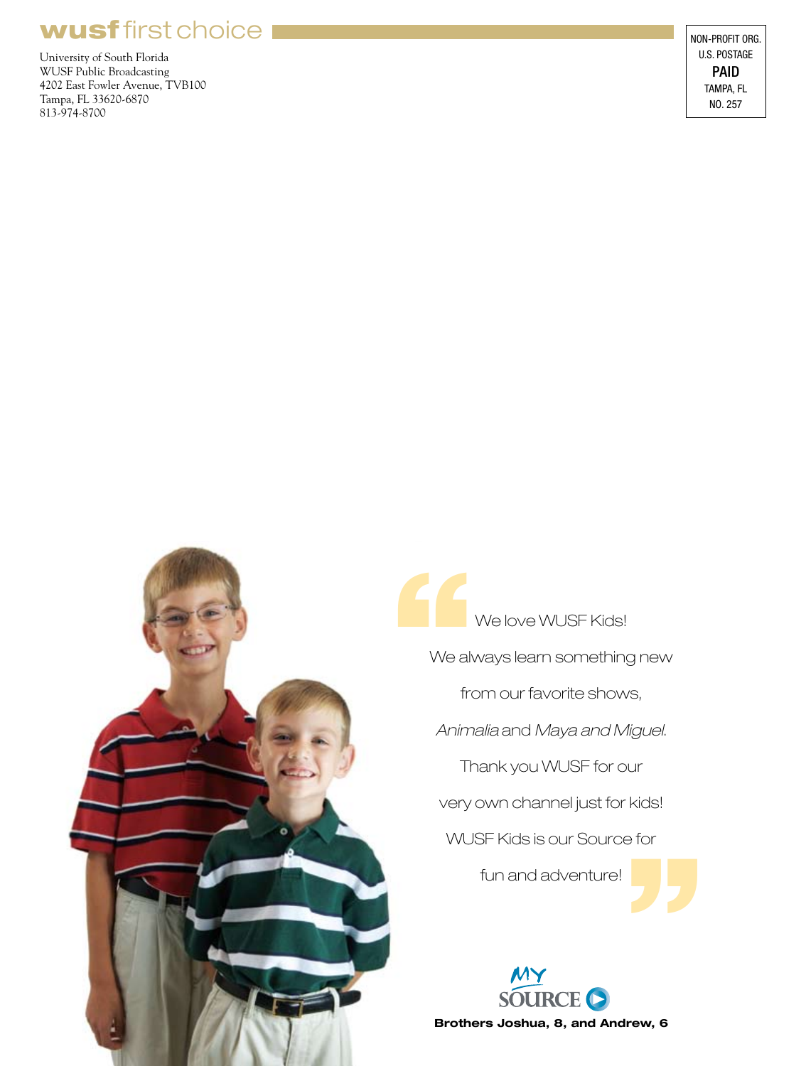**wusf** first choice

University of South Florida
WUSF Public Broadcasting
4202 East Fowler Avenue, TVB100
Tampa, FL 33620-6870
813-974-8700

NON-PROFIT ORG.
U.S. POSTAGE
PAID
TAMPA, FL
NO. 257

"We love WUSF Kids! We always learn something new from our favorite shows, *Animalia* and *Maya and Miguel*. Thank you WUSF for our very own channel just for kids! WUSF Kids is our Source for fun and adventure!"

MY SOURCE

**Brothers Joshua, 8, and Andrew, 6**